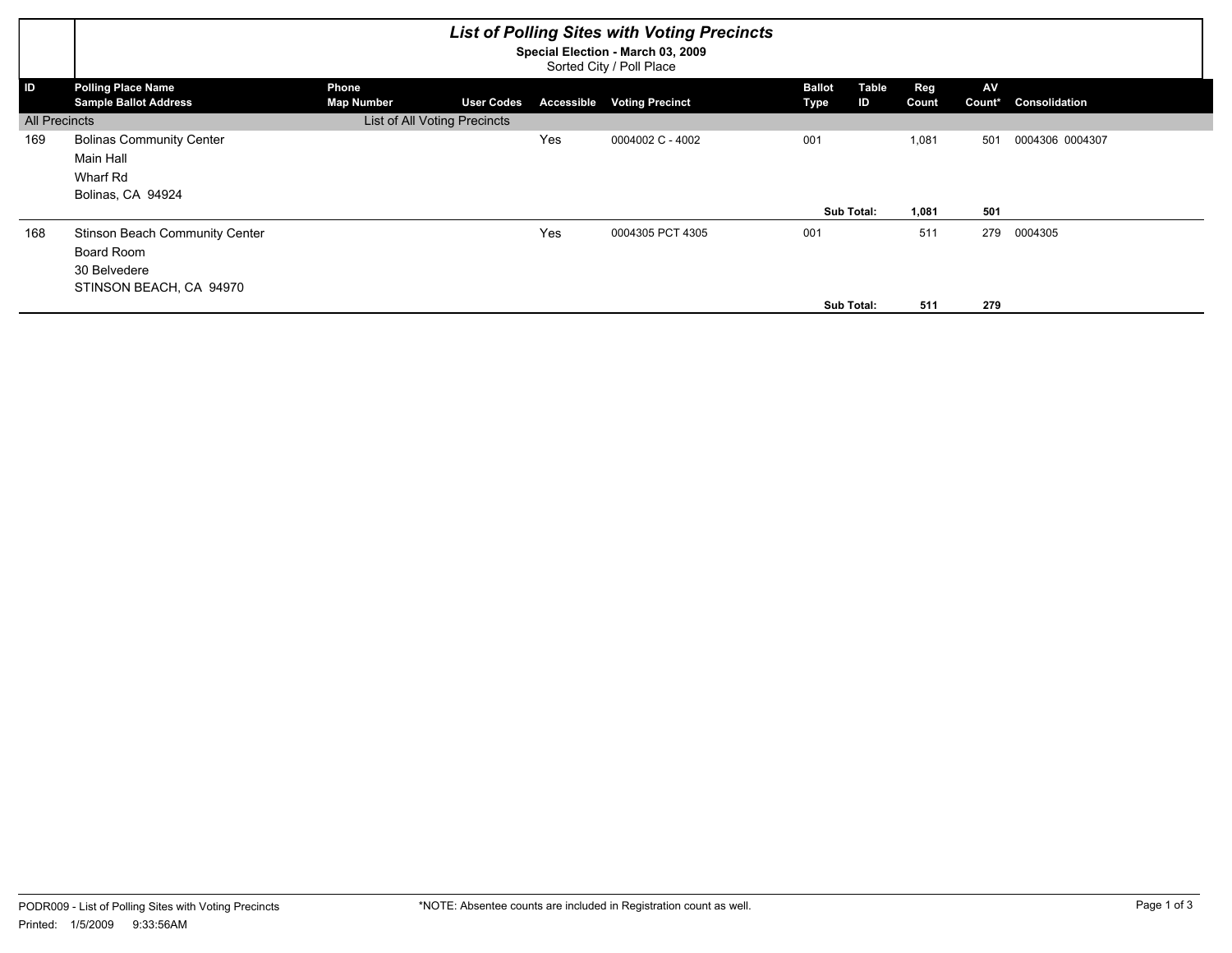# *List of Polling Sites with Voting Precincts*

**Special Election - March 03, 2009**

Sorted City / Poll Place

| ID | Polling Place Name / Sample Ballot Address | Phone / Map Number | User Codes | Accessible | Voting Precinct | Ballot Type | Table ID | Reg Count | AV Count* | Consolidation |
|---|---|---|---|---|---|---|---|---|---|---|
| All Precincts | | List of All Voting Precincts | | | | | | | | |
| 169 | Bolinas Community Center<br>Main Hall<br>Wharf Rd<br>Bolinas, CA 94924 | | | Yes | 0004002 C - 4002 | 001 | | 1,081 | 501 | 0004306 0004307 |
| | | | | | | **Sub Total:** | | **1,081** | **501** | |
| 168 | Stinson Beach Community Center<br>Board Room<br>30 Belvedere<br>STINSON BEACH, CA 94970 | | | Yes | 0004305 PCT 4305 | 001 | | 511 | 279 | 0004305 |
| | | | | | | **Sub Total:** | | **511** | **279** | |

PODR009 - List of Polling Sites with Voting Precincts

Printed: 1/5/2009 9:33:56AM

*NOTE: Absentee counts are included in Registration count as well.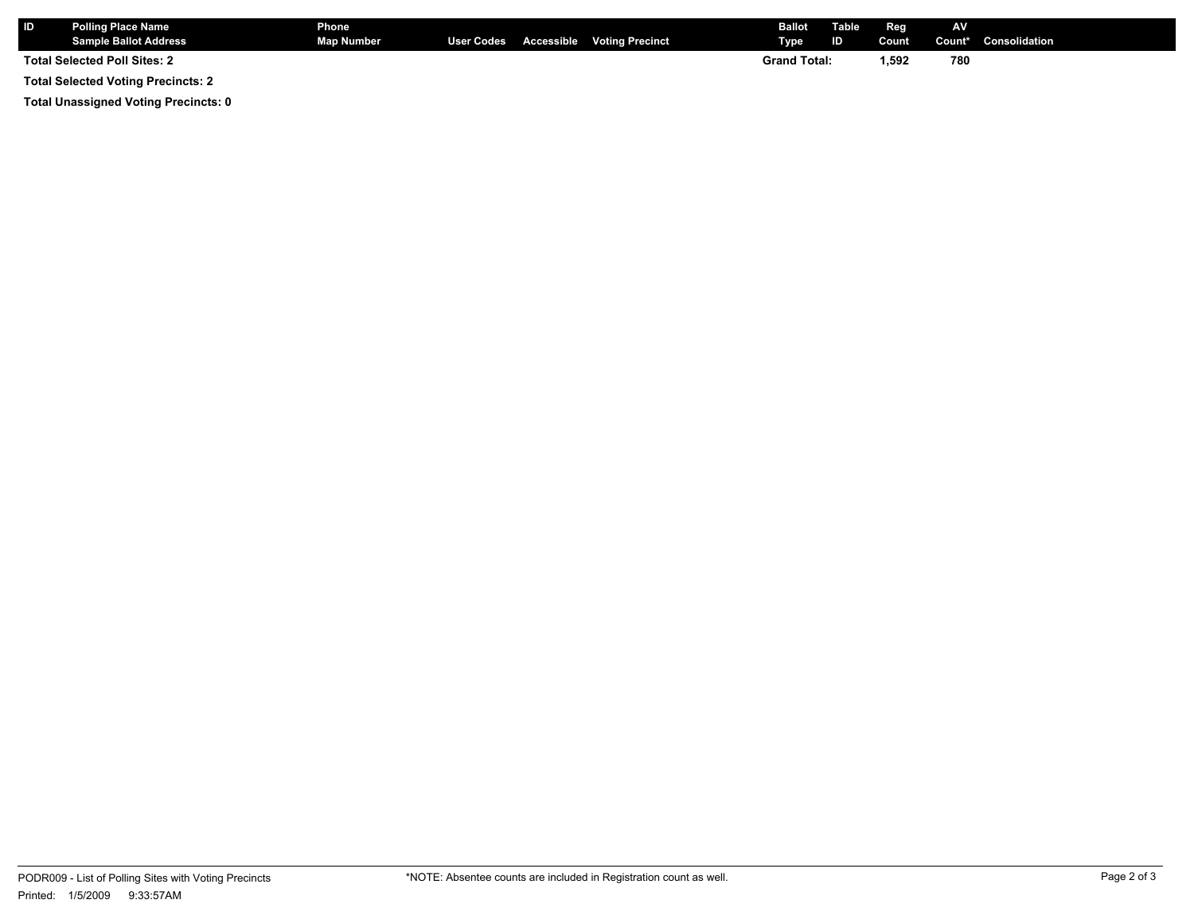| ID | Polling Place Name<br>Sample Ballot Address | Phone<br>Map Number | User Codes | Accessible | Voting Precinct | Ballot Type | Table ID | Reg Count | AV Count* | Consolidation |
|---|---|---|---|---|---|---|---|---|---|---|
| Total Selected Poll Sites: 2 | | | | | | Grand Total: | | 1,592 | 780 | |

**Total Selected Voting Precincts: 2**

**Total Unassigned Voting Precincts: 0**

PODR009 - List of Polling Sites with Voting Precincts

Printed: 1/5/2009 9:33:57AM

*NOTE: Absentee counts are included in Registration count as well.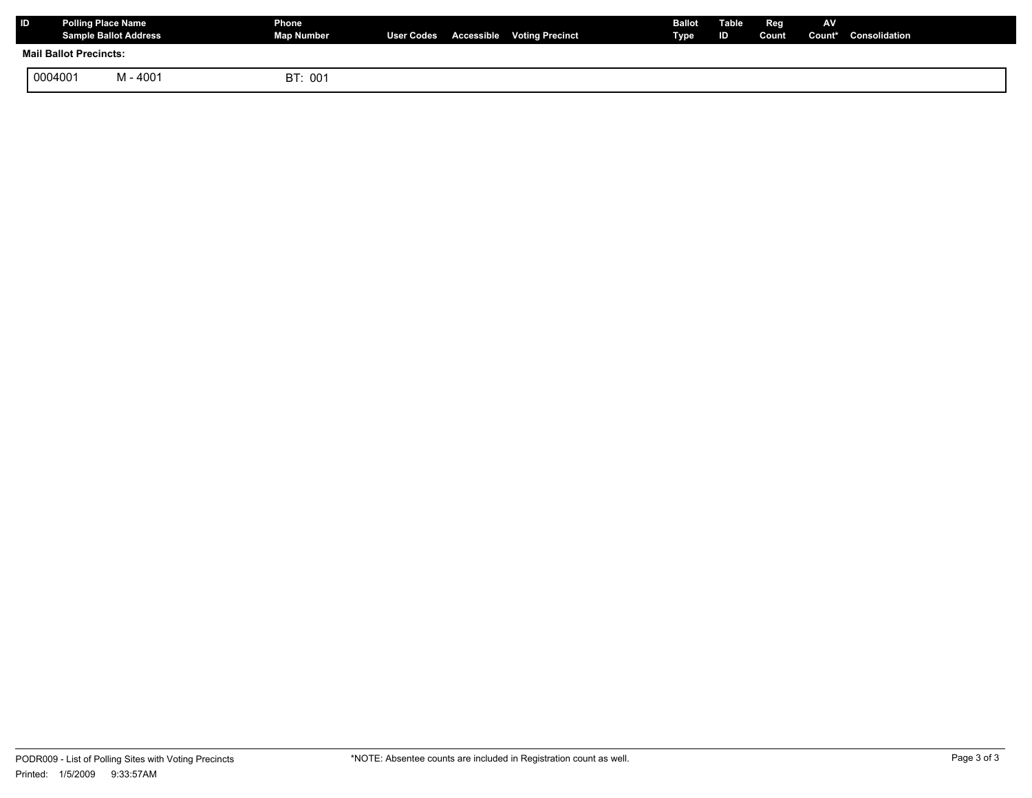| ID | Polling Place Name<br>Sample Ballot Address | Phone<br>Map Number | User Codes | Accessible | Voting Precinct | Ballot Type | Table ID | Reg Count | AV Count* | Consolidation |
|---|---|---|---|---|---|---|---|---|---|---|

**Mail Ballot Precincts:**

| | | |
|---|---|---|
| 0004001 | M - 4001 | BT: 001 |

PODR009 - List of Polling Sites with Voting Precincts

Printed: 1/5/2009 9:33:57AM

*NOTE: Absentee counts are included in Registration count as well.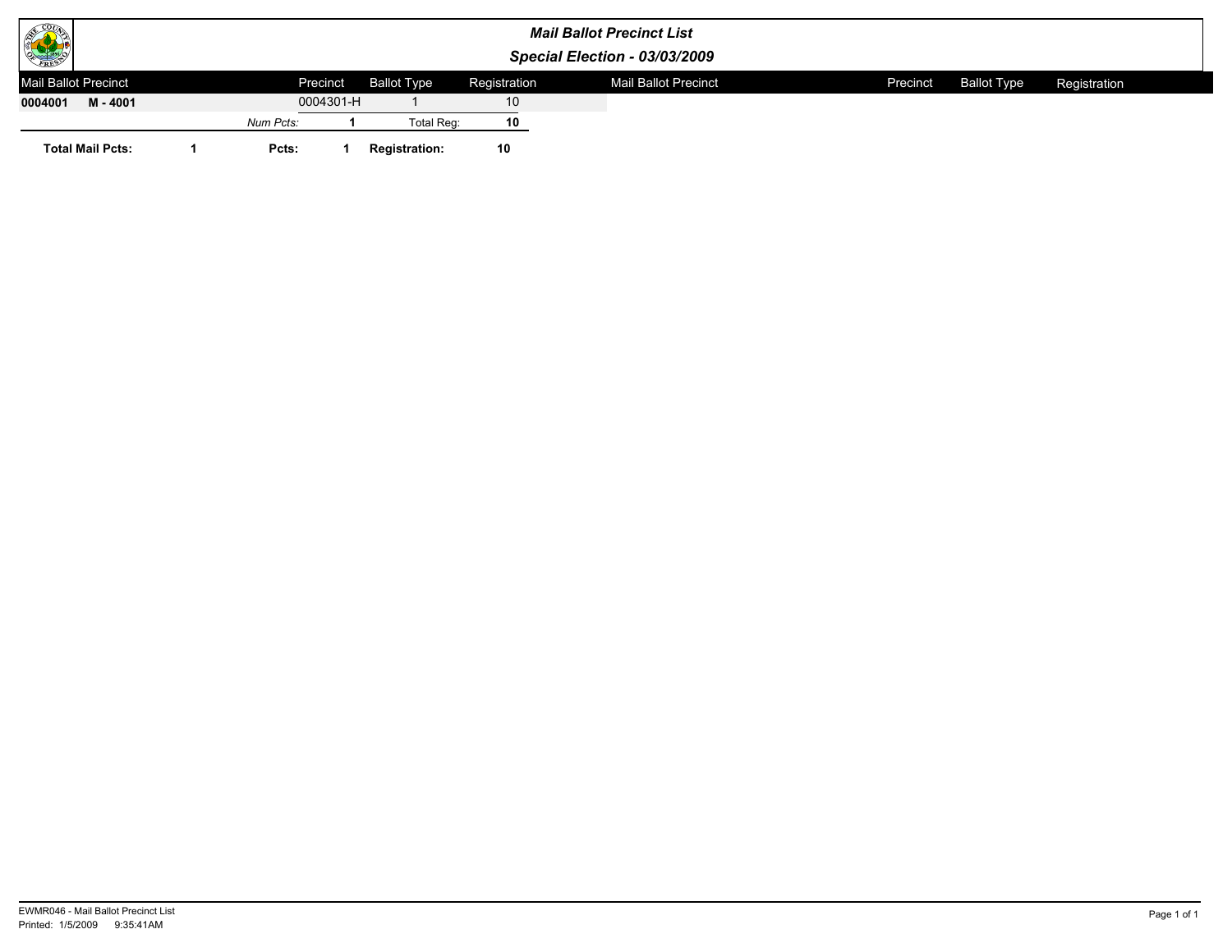## *Mail Ballot Precinct List*

## *Special Election - 03/03/2009*

| Mail Ballot Precinct | | Precinct | Ballot Type | Registration |
|---|---|---|---|---|
| **0004001** | **M - 4001** | 0004301-H | 1 | 10 |
| | *Num Pcts:* | **1** | Total Reg: | **10** |

| | | | | | |
|---|---|---|---|---|---|
| **Total Mail Pcts:** | **1** | **Pcts:** | **1** | **Registration:** | **10** |

EWMR046 - Mail Ballot Precinct List
Printed: 1/5/2009 9:35:41AM